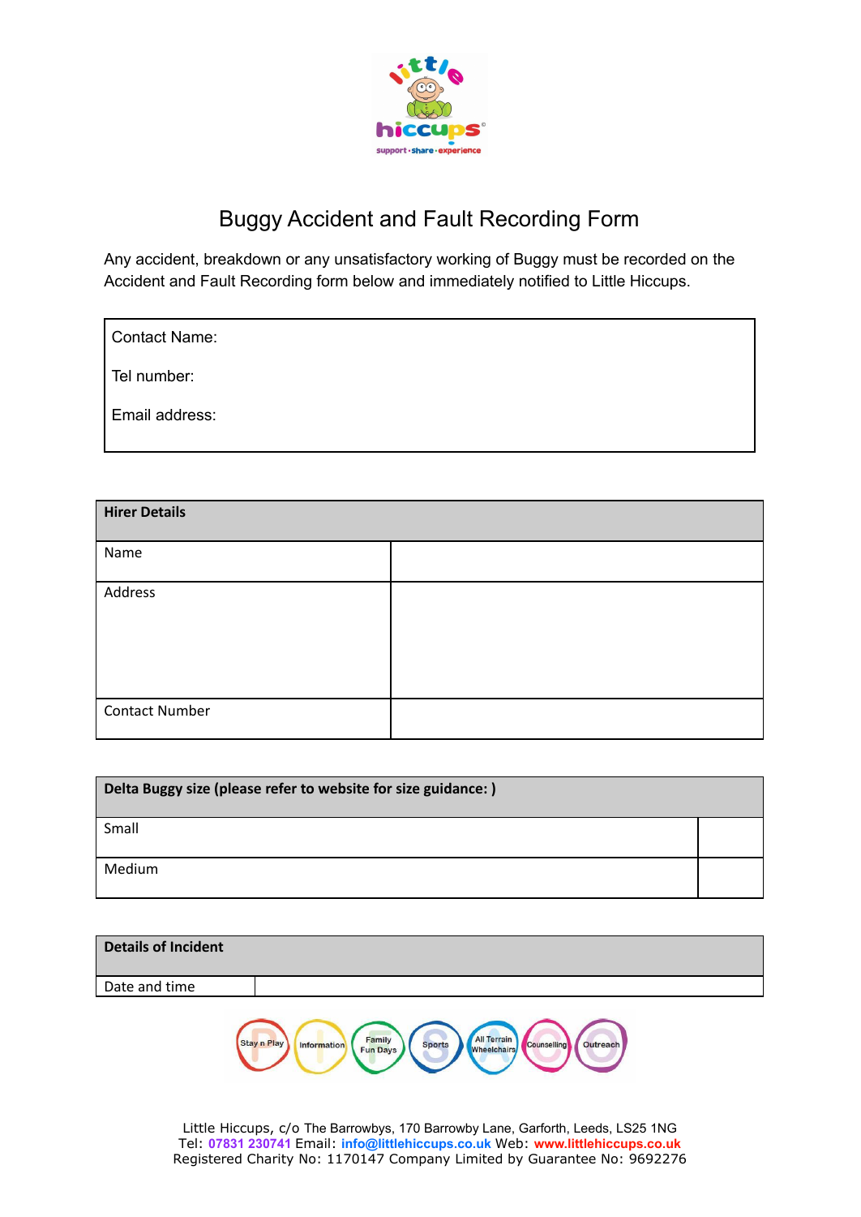# Buggy Accident and Fault Recording Form

Any accident, breakdown or any unsatisfactory working of Buggy must be recorded on the Accident and Fault Recording form below and immediately notified to Little Hiccups.

Contact Name:

Tel number:

Email address:

| **Hirer Details** | |
|---|---|
| Name | |
| Address | |
| Contact Number | |

| **Delta Buggy size (please refer to website for size guidance: )** | |
|---|---|
| Small | |
| Medium | |

| **Details of Incident** | |
|---|---|
| Date and time | |

Little Hiccups, c/o The Barrowbys, 170 Barrowby Lane, Garforth, Leeds, LS25 1NG
Tel: 07831 230741 Email: info@littlehiccups.co.uk Web: www.littlehiccups.co.uk
Registered Charity No: 1170147 Company Limited by Guarantee No: 9692276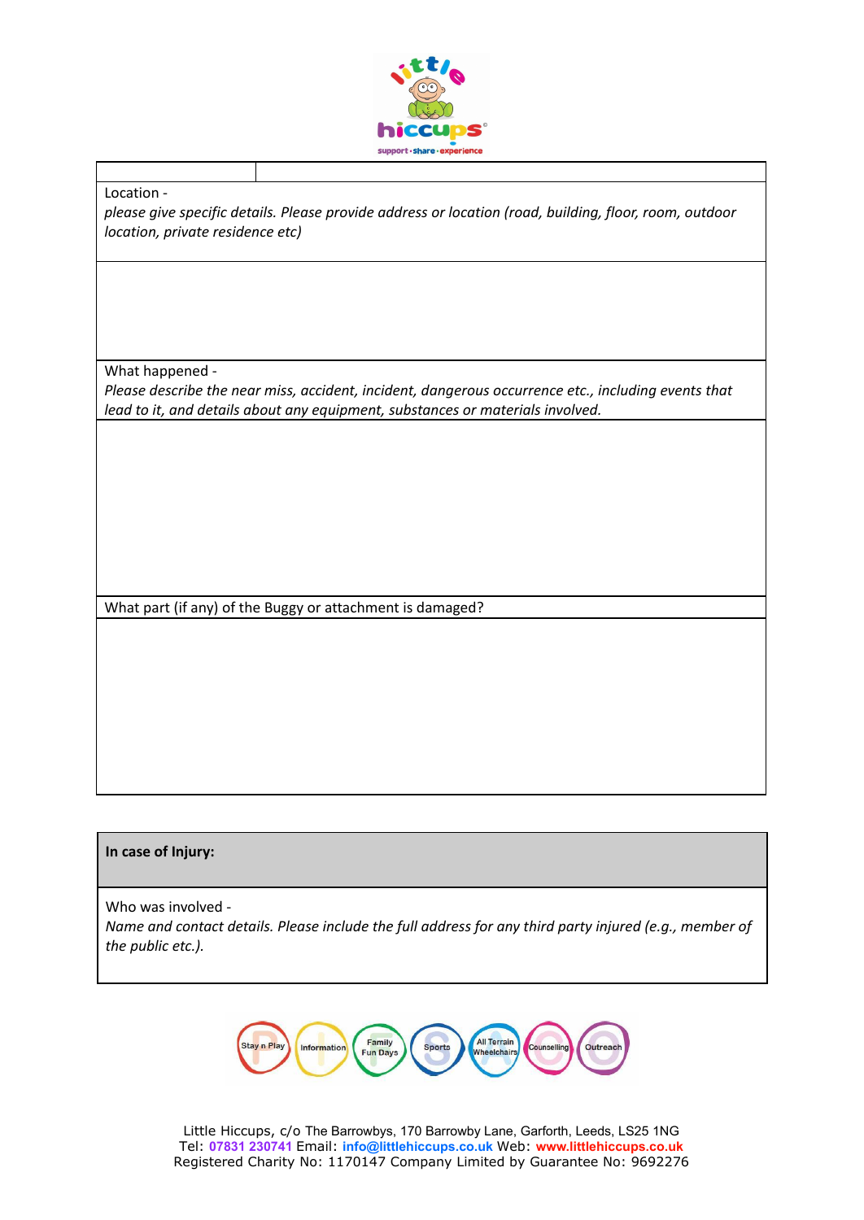| | |
|---|---|

Location -
*please give specific details. Please provide address or location (road, building, floor, room, outdoor location, private residence etc)*

What happened -
*Please describe the near miss, accident, incident, dangerous occurrence etc., including events that lead to it, and details about any equipment, substances or materials involved.*

What part (if any) of the Buggy or attachment is damaged?

**In case of Injury:**

Who was involved -
*Name and contact details. Please include the full address for any third party injured (e.g., member of the public etc.).*

Stay n Play | Information | Family Fun Days | Sports | All Terrain Wheelchairs | Counselling | Outreach

Little Hiccups, c/o The Barrowbys, 170 Barrowby Lane, Garforth, Leeds, LS25 1NG
Tel: 07831 230741 Email: info@littlehiccups.co.uk Web: www.littlehiccups.co.uk
Registered Charity No: 1170147 Company Limited by Guarantee No: 9692276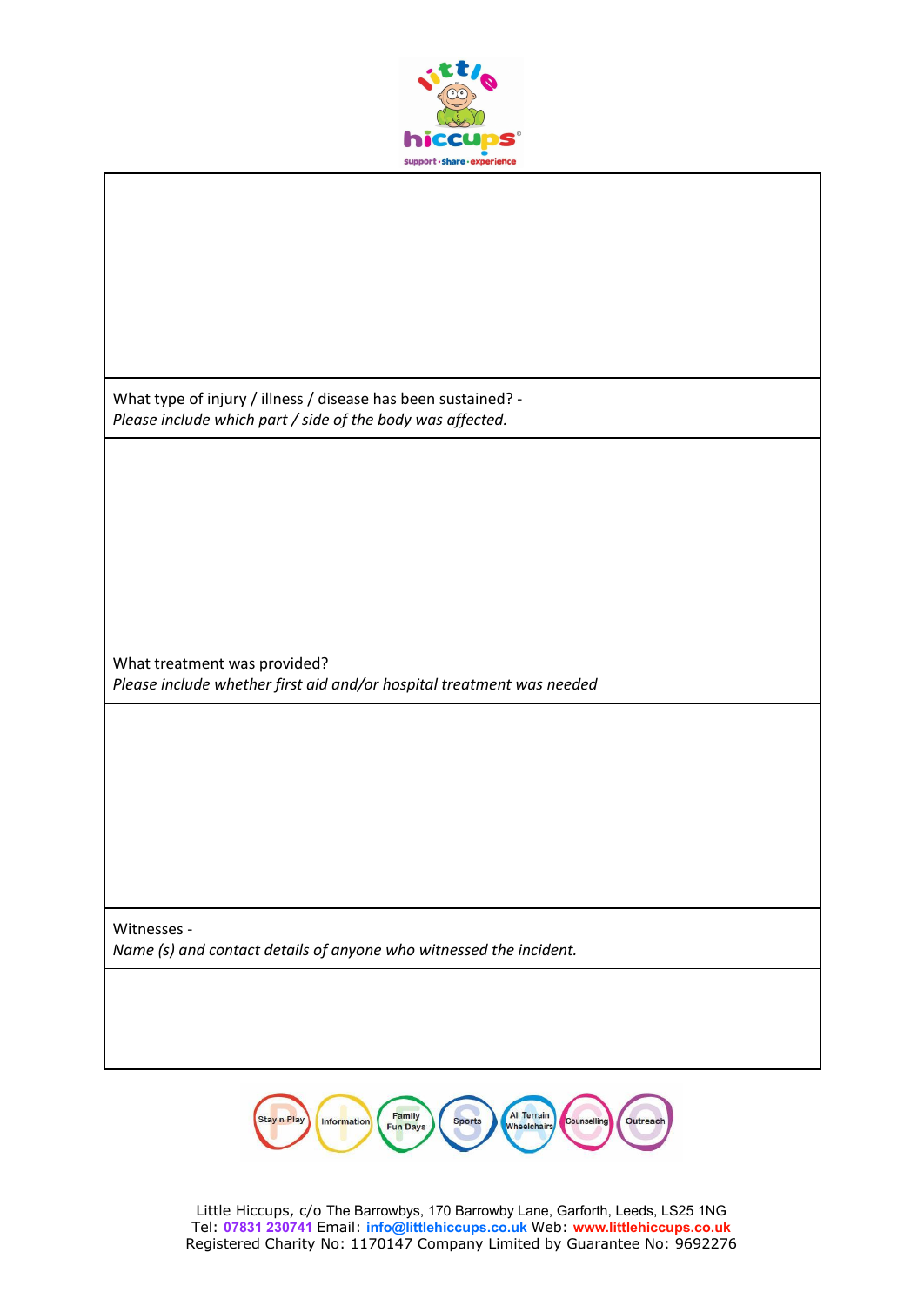| |
|---|
| |
| What type of injury / illness / disease has been sustained? -<br>*Please include which part / side of the body was affected.* |
| |
| What treatment was provided?<br>*Please include whether first aid and/or hospital treatment was needed* |
| |
| Witnesses -<br>*Name (s) and contact details of anyone who witnessed the incident.* |
| |

Little Hiccups, c/o The Barrowbys, 170 Barrowby Lane, Garforth, Leeds, LS25 1NG
Tel: 07831 230741 Email: info@littlehiccups.co.uk Web: www.littlehiccups.co.uk
Registered Charity No: 1170147 Company Limited by Guarantee No: 9692276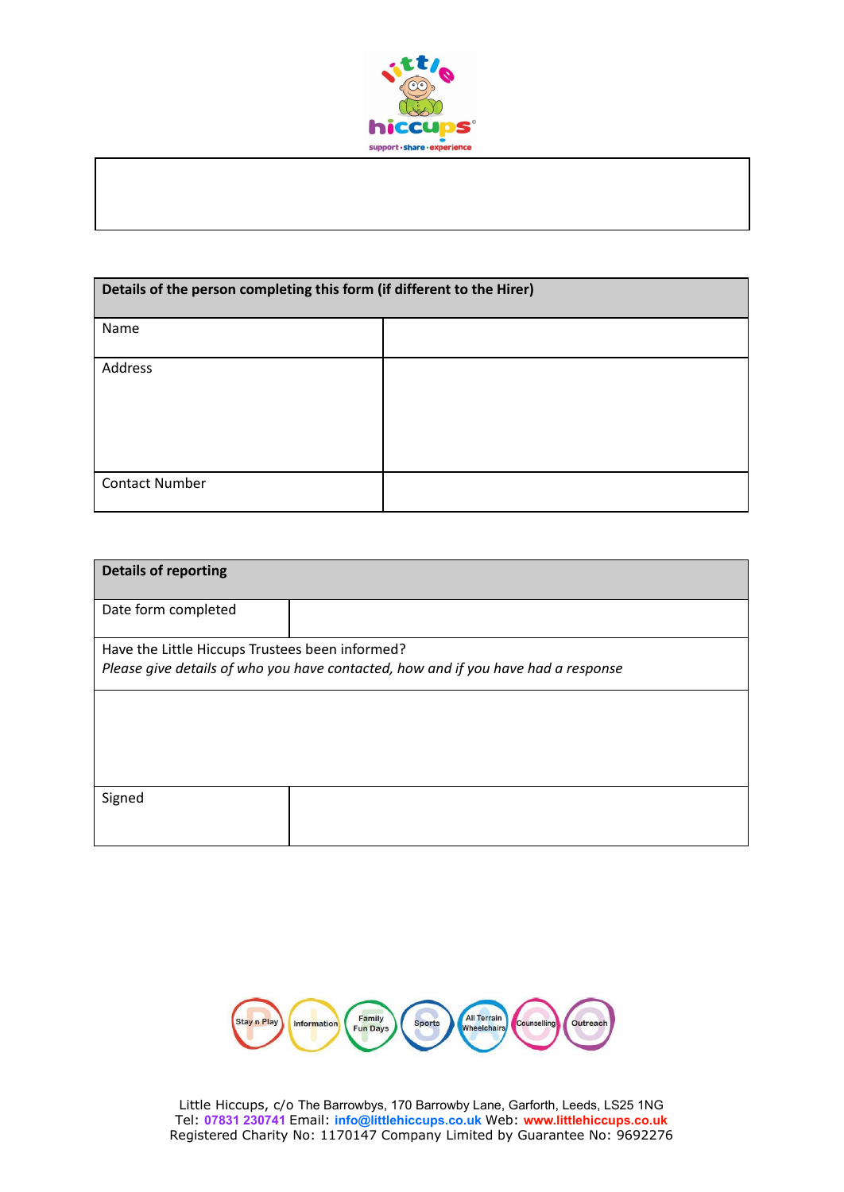| Details of the person completing this form (if different to the Hirer) | |
|---|---|
| Name | |
| Address | |
| Contact Number | |

| Details of reporting | |
|---|---|
| Date form completed | |
| Have the Little Hiccups Trustees been informed? *Please give details of who you have contacted, how and if you have had a response* | |
| | |
| Signed | |

Stay n Play | Information | Family Fun Days | Sports | All Terrain Wheelchairs | Counselling | Outreach

Little Hiccups, c/o The Barrowbys, 170 Barrowby Lane, Garforth, Leeds, LS25 1NG
Tel: 07831 230741 Email: info@littlehiccups.co.uk Web: www.littlehiccups.co.uk
Registered Charity No: 1170147 Company Limited by Guarantee No: 9692276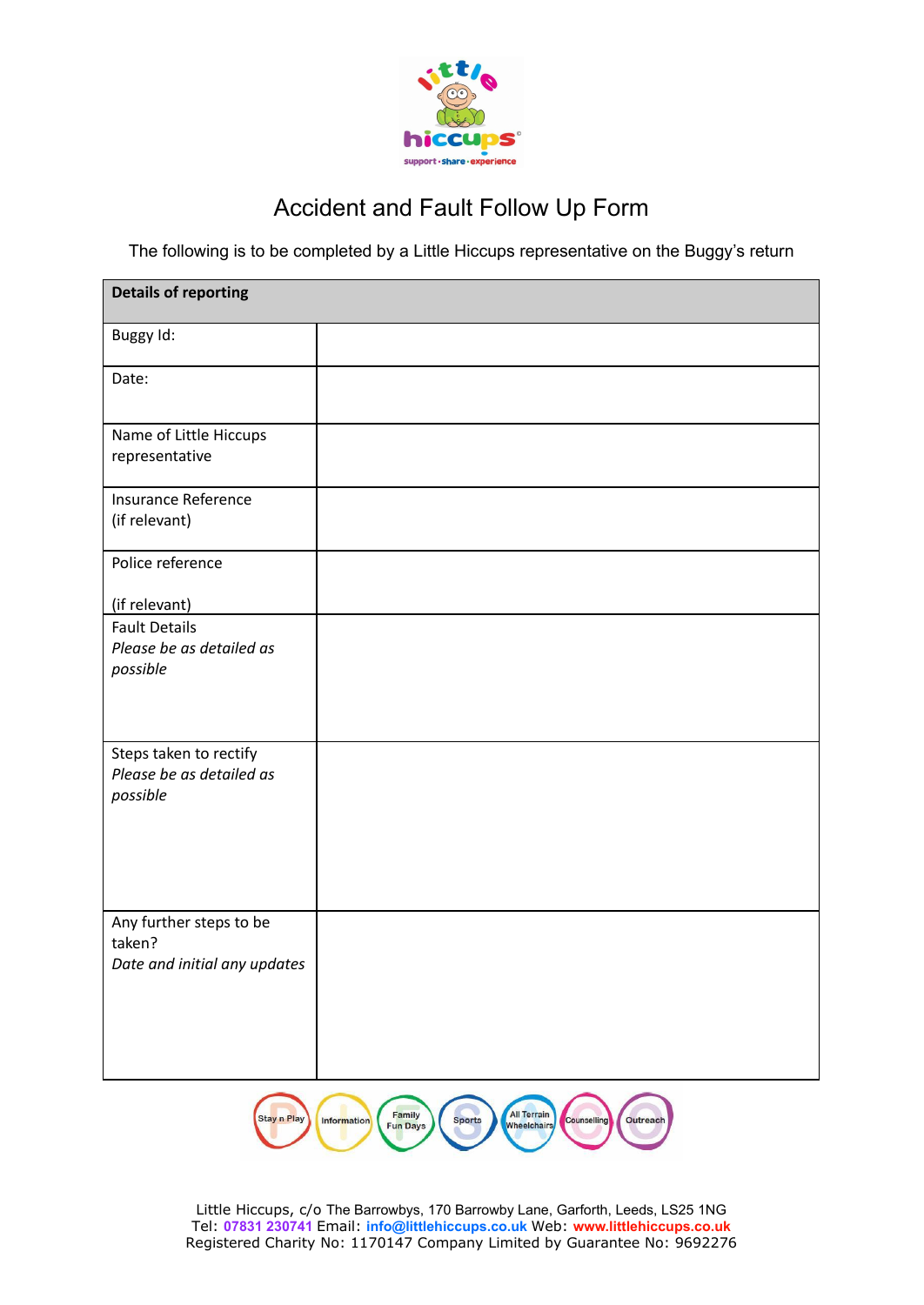# Accident and Fault Follow Up Form

The following is to be completed by a Little Hiccups representative on the Buggy's return

| **Details of reporting** | |
|---|---|
| Buggy Id: | |
| Date: | |
| Name of Little Hiccups representative | |
| Insurance Reference (if relevant) | |
| Police reference (if relevant) | |
| Fault Details *Please be as detailed as possible* | |
| Steps taken to rectify *Please be as detailed as possible* | |
| Any further steps to be taken? *Date and initial any updates* | |

Stay n Play · Information · Family Fun Days · Sports · All Terrain Wheelchairs · Counselling · Outreach

Little Hiccups, c/o The Barrowbys, 170 Barrowby Lane, Garforth, Leeds, LS25 1NG
Tel: 07831 230741 Email: info@littlehiccups.co.uk Web: www.littlehiccups.co.uk
Registered Charity No: 1170147 Company Limited by Guarantee No: 9692276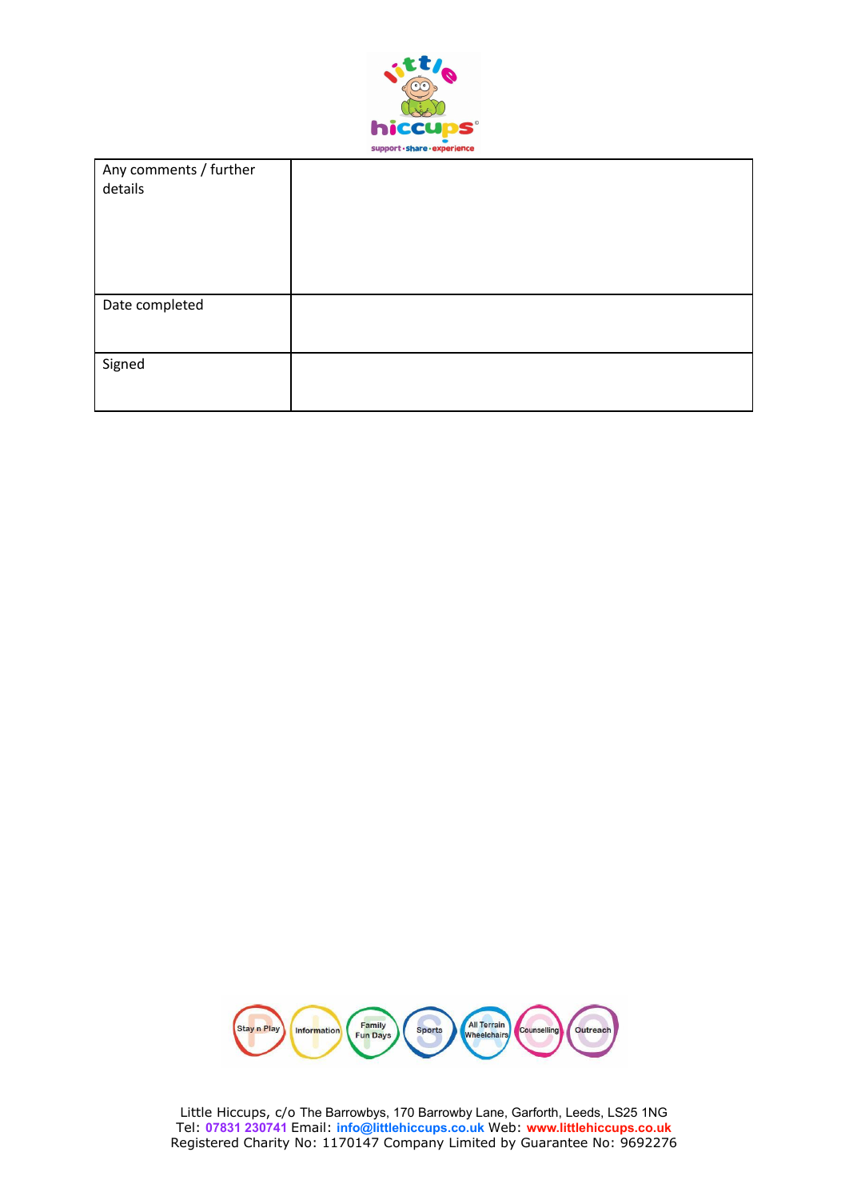| | |
|---|---|
| Any comments / further details | |
| Date completed | |
| Signed | |

Stay n Play · Information · Family Fun Days · Sports · All Terrain Wheelchairs · Counselling · Outreach

Little Hiccups, c/o The Barrowbys, 170 Barrowby Lane, Garforth, Leeds, LS25 1NG
Tel: 07831 230741 Email: info@littlehiccups.co.uk Web: www.littlehiccups.co.uk
Registered Charity No: 1170147 Company Limited by Guarantee No: 9692276